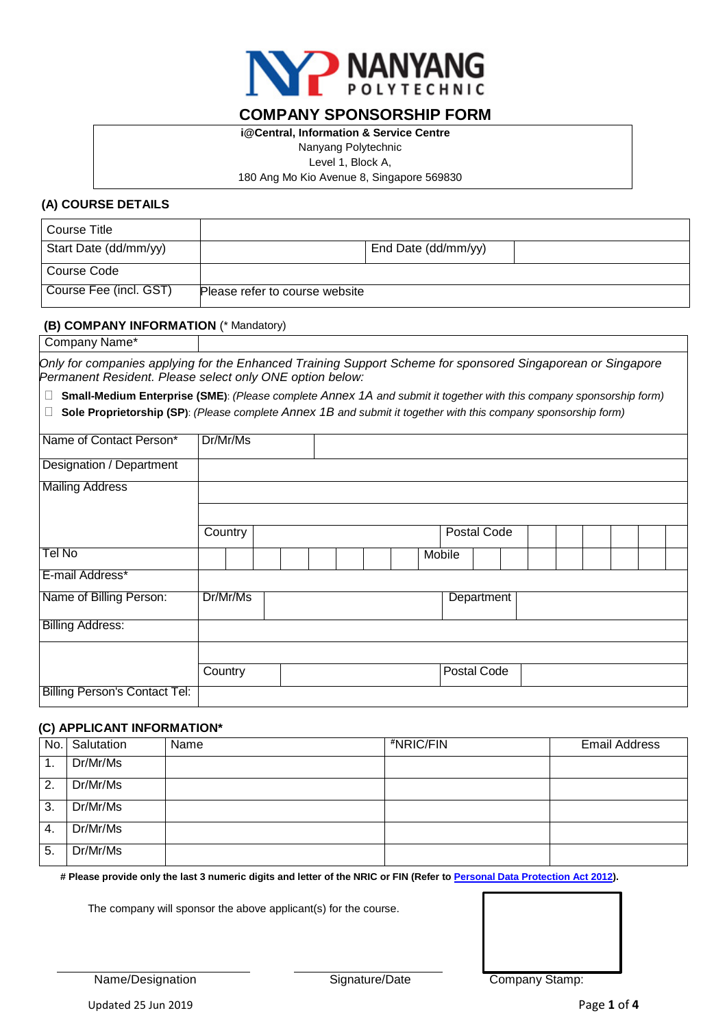# COMPANY SPONSORSHIP FORM

**i@Central, Information & Service Centre**
Nanyang Polytechnic
Level 1, Block A,
180 Ang Mo Kio Avenue 8, Singapore 569830

### (A) COURSE DETAILS

| Course Title | | | |
|---|---|---|---|
| Start Date (dd/mm/yy) | | End Date (dd/mm/yy) | |
| Course Code | | | |
| Course Fee (incl. GST) | Please refer to course website | | |

### (B) COMPANY INFORMATION (* Mandatory)

| Company Name* | |
|---|---|

*Only for companies applying for the Enhanced Training Support Scheme for sponsored Singaporean or Singapore Permanent Resident. Please select only ONE option below:*

- ☐ **Small-Medium Enterprise (SME)**: *(Please complete Annex 1A and submit it together with this company sponsorship form)*
- ☐ **Sole Proprietorship (SP)**: *(Please complete Annex 1B and submit it together with this company sponsorship form)*

| Name of Contact Person* | Dr/Mr/Ms | | | |
|---|---|---|---|---|
| Designation / Department | | | | |
| Mailing Address | | | | |
| | | | | |
| | Country | | Postal Code | |
| Tel No | | | Mobile | |
| E-mail Address* | | | | |
| Name of Billing Person: | Dr/Mr/Ms | | Department | |
| Billing Address: | | | | |
| | | | | |
| | Country | | Postal Code | |
| Billing Person's Contact Tel: | | | | |

### (C) APPLICANT INFORMATION*

| No. | Salutation | Name | #NRIC/FIN | Email Address |
|---|---|---|---|---|
| 1. | Dr/Mr/Ms | | | |
| 2. | Dr/Mr/Ms | | | |
| 3. | Dr/Mr/Ms | | | |
| 4. | Dr/Mr/Ms | | | |
| 5. | Dr/Mr/Ms | | | |

**# Please provide only the last 3 numeric digits and letter of the NRIC or FIN (Refer to Personal Data Protection Act 2012).**

The company will sponsor the above applicant(s) for the course.

Name/Designation　　　　Signature/Date　　　　Company Stamp:

Updated 25 Jun 2019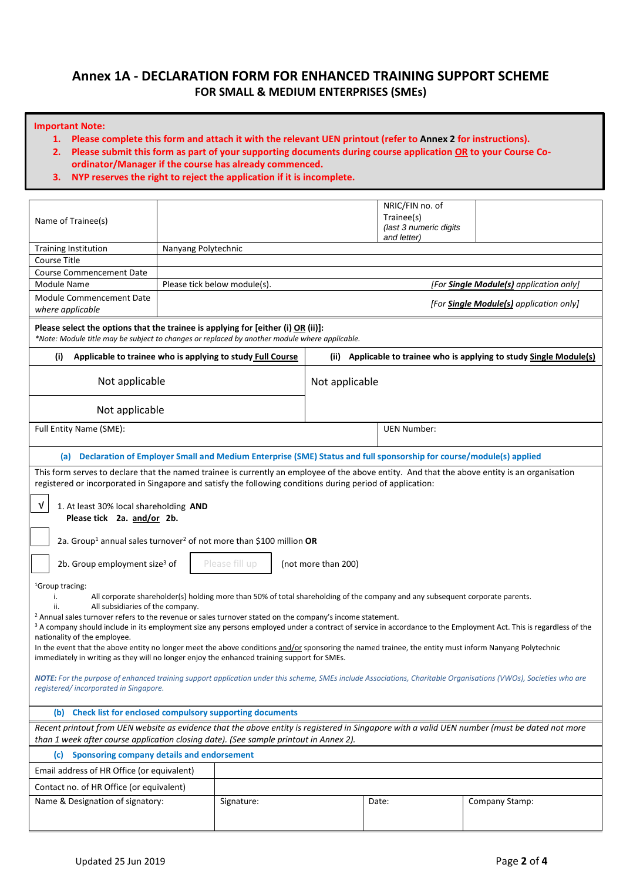# Annex 1A - DECLARATION FORM FOR ENHANCED TRAINING SUPPORT SCHEME

## FOR SMALL & MEDIUM ENTERPRISES (SMEs)

**Important Note:**

1. **Please complete this form and attach it with the relevant UEN printout (refer to Annex 2 for instructions).**
2. **Please submit this form as part of your supporting documents during course application OR to your Course Co-ordinator/Manager if the course has already commenced.**
3. **NYP reserves the right to reject the application if it is incomplete.**

| Name of Trainee(s) | | NRIC/FIN no. of Trainee(s) *(last 3 numeric digits and letter)* | |
|---|---|---|---|
| Training Institution | Nanyang Polytechnic | | |
| Course Title | | | |
| Course Commencement Date | | | |
| Module Name | Please tick below module(s). *[For **Single Module(s)** application only]* | | |
| Module Commencement Date *where applicable* | *[For **Single Module(s)** application only]* | | |

**Please select the options that the trainee is applying for [either (i) OR (ii)]:**
*\*Note: Module title may be subject to changes or replaced by another module where applicable.*

| (i) Applicable to trainee who is applying to study **Full Course** | (ii) Applicable to trainee who is applying to study **Single Module(s)** |
|---|---|
| Not applicable | Not applicable |
| Not applicable | |

| Full Entity Name (SME): | UEN Number: |
|---|---|

**(a) Declaration of Employer Small and Medium Enterprise (SME) Status and full sponsorship for course/module(s) applied**

This form serves to declare that the named trainee is currently an employee of the above entity. And that the above entity is an organisation registered or incorporated in Singapore and satisfy the following conditions during period of application:

√ 1. At least 30% local shareholding **AND**
**Please tick 2a. and/or 2b.**

☐ 2a. Group[1] annual sales turnover[2] of not more than $100 million **OR**

☐ 2b. Group employment size[3] of [Please fill up] (not more than 200)

[1]Group tracing:
i. All corporate shareholder(s) holding more than 50% of total shareholding of the company and any subsequent corporate parents.
ii. All subsidiaries of the company.

[2] Annual sales turnover refers to the revenue or sales turnover stated on the company's income statement.

[3] A company should include in its employment size any persons employed under a contract of service in accordance to the Employment Act. This is regardless of the nationality of the employee.

In the event that the above entity no longer meet the above conditions and/or sponsoring the named trainee, the entity must inform Nanyang Polytechnic immediately in writing as they will no longer enjoy the enhanced training support for SMEs.

***NOTE:*** *For the purpose of enhanced training support application under this scheme, SMEs include Associations, Charitable Organisations (VWOs), Societies who are registered/ incorporated in Singapore.*

**(b) Check list for enclosed compulsory supporting documents**

*Recent printout from UEN website as evidence that the above entity is registered in Singapore with a valid UEN number (must be dated not more than 1 week after course application closing date). (See sample printout in Annex 2).*

**(c) Sponsoring company details and endorsement**

| Email address of HR Office (or equivalent) | | | |
|---|---|---|---|
| Contact no. of HR Office (or equivalent) | | | |
| Name & Designation of signatory: | Signature: | Date: | Company Stamp: |

Updated 25 Jun 2019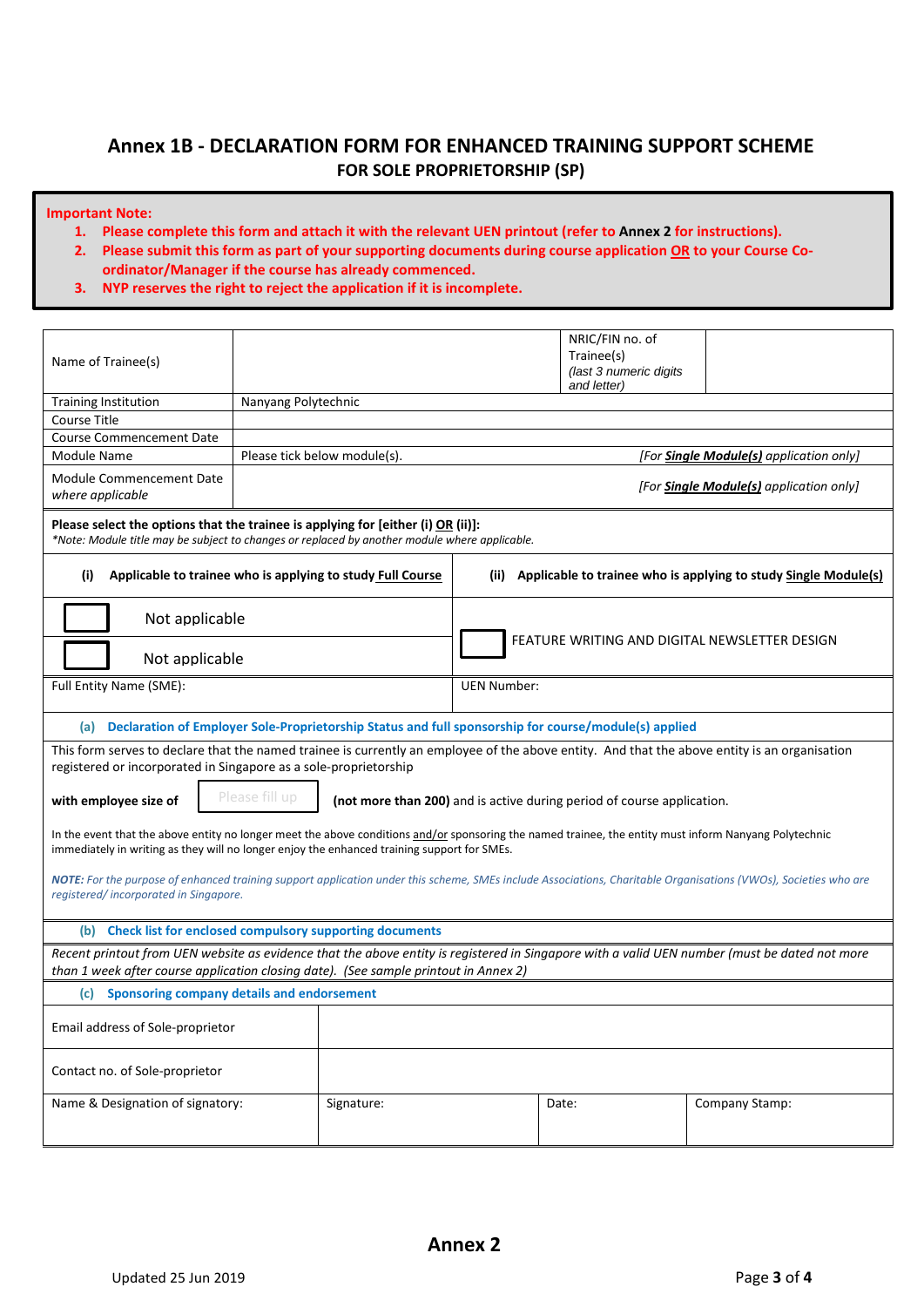# Annex 1B - DECLARATION FORM FOR ENHANCED TRAINING SUPPORT SCHEME

## FOR SOLE PROPRIETORSHIP (SP)

**Important Note:**

1. **Please complete this form and attach it with the relevant UEN printout (refer to Annex 2 for instructions).**
2. **Please submit this form as part of your supporting documents during course application OR to your Course Co-ordinator/Manager if the course has already commenced.**
3. **NYP reserves the right to reject the application if it is incomplete.**

| Name of Trainee(s) | | NRIC/FIN no. of Trainee(s) *(last 3 numeric digits and letter)* | |
|---|---|---|---|
| Training Institution | Nanyang Polytechnic | | |
| Course Title | | | |
| Course Commencement Date | | | |
| Module Name | Please tick below module(s). *[For **Single Module(s)** application only]* | | |
| Module Commencement Date *where applicable* | *[For **Single Module(s)** application only]* | | |

**Please select the options that the trainee is applying for [either (i) OR (ii)]:**
*\*Note: Module title may be subject to changes or replaced by another module where applicable.*

| (i) Applicable to trainee who is applying to study **Full Course** | (ii) Applicable to trainee who is applying to study **Single Module(s)** |
|---|---|
| ☐ Not applicable | ☐ FEATURE WRITING AND DIGITAL NEWSLETTER DESIGN |
| ☐ Not applicable | |
| Full Entity Name (SME): | UEN Number: |

**(a) Declaration of Employer Sole-Proprietorship Status and full sponsorship for course/module(s) applied**

This form serves to declare that the named trainee is currently an employee of the above entity. And that the above entity is an organisation registered or incorporated in Singapore as a sole-proprietorship

**with employee size of** [Please fill up] **(not more than 200)** and is active during period of course application.

In the event that the above entity no longer meet the above conditions and/or sponsoring the named trainee, the entity must inform Nanyang Polytechnic immediately in writing as they will no longer enjoy the enhanced training support for SMEs.

***NOTE:** For the purpose of enhanced training support application under this scheme, SMEs include Associations, Charitable Organisations (VWOs), Societies who are registered/ incorporated in Singapore.*

**(b) Check list for enclosed compulsory supporting documents**

*Recent printout from UEN website as evidence that the above entity is registered in Singapore with a valid UEN number (must be dated not more than 1 week after course application closing date). (See sample printout in Annex 2)*

**(c) Sponsoring company details and endorsement**

| Email address of Sole-proprietor | | | |
|---|---|---|---|
| Contact no. of Sole-proprietor | | | |
| Name & Designation of signatory: | Signature: | Date: | Company Stamp: |

## Annex 2

Updated 25 Jun 2019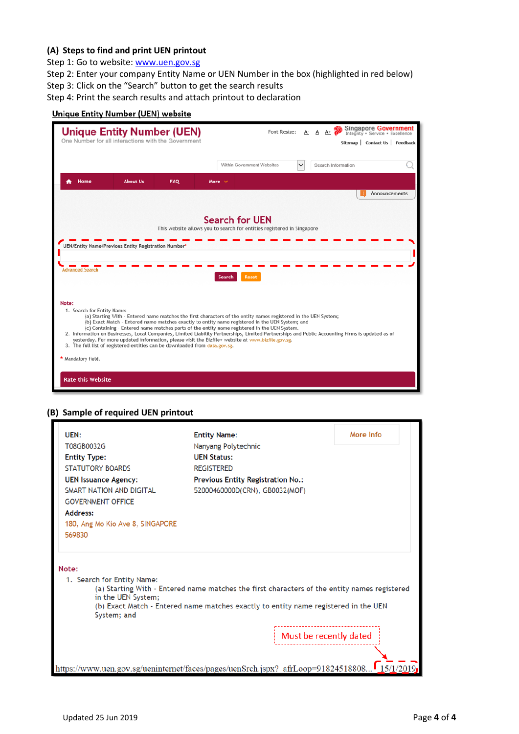## (A) Steps to find and print UEN printout

Step 1: Go to website: www.uen.gov.sg

Step 2: Enter your company Entity Name or UEN Number in the box (highlighted in red below)

Step 3: Click on the "Search" button to get the search results

Step 4: Print the search results and attach printout to declaration

**Unique Entity Number (UEN) website**

Unique Entity Number (UEN)

One Number for all interactions with the Government

Font Resize: A- A A+

Singapore Government
Integrity • Service • Excellence

Sitemap | Contact Us | Feedback

Within Government Websites

Search Information

Home | About Us | FAQ | More

Announcements

Search for UEN

This website allows you to search for entities registered in Singapore

UEN/Entity Name/Previous Entity Registration Number*

Advanced Search

Search | Reset

Note:

1. Search for Entity Name:
   (a) Starting With - Entered name matches the first characters of the entity names registered in the UEN System;
   (b) Exact Match - Entered name matches exactly to entity name registered in the UEN System; and
   (c) Containing - Entered name matches parts of the entity name registered in the UEN System.
2. Information on Businesses, Local Companies, Limited Liability Partnerships, Limited Partnerships and Public Accounting Firms is updated as of yesterday. For more updated information, please visit the Bizfile+ website at www.bizfile.gov.sg.
3. The full list of registered entities can be downloaded from data.gov.sg.

\* Mandatory field.

Rate this Website

## (B) Sample of required UEN printout

**UEN:**
T08GB0032G

**Entity Type:**
STATUTORY BOARDS

**UEN Issuance Agency:**
SMART NATION AND DIGITAL GOVERNMENT OFFICE

**Address:**
180, Ang Mo Kio Ave 8, SINGAPORE 569830

**Entity Name:**
Nanyang Polytechnic

**UEN Status:**
REGISTERED

**Previous Entity Registration No.:**
52000460000D(CRN), GB0032(MOF)

More Info

**Note:**

1. Search for Entity Name:
   (a) Starting With - Entered name matches the first characters of the entity names registered in the UEN System;
   (b) Exact Match - Entered name matches exactly to entity name registered in the UEN System; and

Must be recently dated

https://www.uen.gov.sg/ueninternet/faces/pages/uenSrch.jspx? afrLoop=91824518808... 15/1/2019

Updated 25 Jun 2019